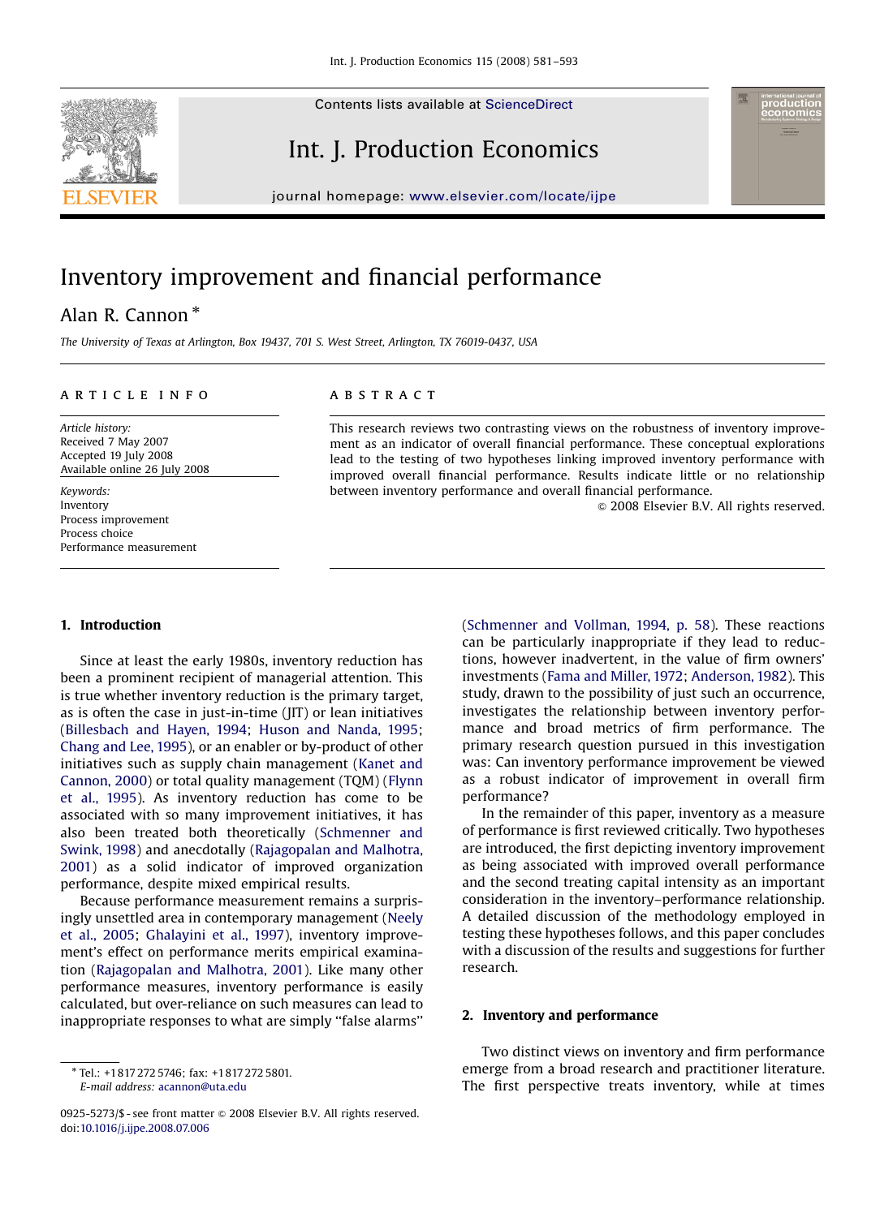# Inventory improvement and financial performance

Alan R. Cannon *

*The University of Texas at Arlington, Box 19437, 701 S. West Street, Arlington, TX 76019-0437, USA*

## ARTICLE INFO

*Article history:*
Received 7 May 2007
Accepted 19 July 2008
Available online 26 July 2008

*Keywords:*
Inventory
Process improvement
Process choice
Performance measurement

## ABSTRACT

This research reviews two contrasting views on the robustness of inventory improvement as an indicator of overall financial performance. These conceptual explorations lead to the testing of two hypotheses linking improved inventory performance with improved overall financial performance. Results indicate little or no relationship between inventory performance and overall financial performance.

© 2008 Elsevier B.V. All rights reserved.

## 1. Introduction

Since at least the early 1980s, inventory reduction has been a prominent recipient of managerial attention. This is true whether inventory reduction is the primary target, as is often the case in just-in-time (JIT) or lean initiatives (Billesbach and Hayen, 1994; Huson and Nanda, 1995; Chang and Lee, 1995), or an enabler or by-product of other initiatives such as supply chain management (Kanet and Cannon, 2000) or total quality management (TQM) (Flynn et al., 1995). As inventory reduction has come to be associated with so many improvement initiatives, it has also been treated both theoretically (Schmenner and Swink, 1998) and anecdotally (Rajagopalan and Malhotra, 2001) as a solid indicator of improved organization performance, despite mixed empirical results.

Because performance measurement remains a surprisingly unsettled area in contemporary management (Neely et al., 2005; Ghalayini et al., 1997), inventory improvement's effect on performance merits empirical examination (Rajagopalan and Malhotra, 2001). Like many other performance measures, inventory performance is easily calculated, but over-reliance on such measures can lead to inappropriate responses to what are simply "false alarms" (Schmenner and Vollman, 1994, p. 58). These reactions can be particularly inappropriate if they lead to reductions, however inadvertent, in the value of firm owners' investments (Fama and Miller, 1972; Anderson, 1982). This study, drawn to the possibility of just such an occurrence, investigates the relationship between inventory performance and broad metrics of firm performance. The primary research question pursued in this investigation was: Can inventory performance improvement be viewed as a robust indicator of improvement in overall firm performance?

In the remainder of this paper, inventory as a measure of performance is first reviewed critically. Two hypotheses are introduced, the first depicting inventory improvement as being associated with improved overall performance and the second treating capital intensity as an important consideration in the inventory–performance relationship. A detailed discussion of the methodology employed in testing these hypotheses follows, and this paper concludes with a discussion of the results and suggestions for further research.

## 2. Inventory and performance

Two distinct views on inventory and firm performance emerge from a broad research and practitioner literature. The first perspective treats inventory, while at times

---

* Tel.: +1 817 272 5746; fax: +1 817 272 5801.
E-mail address: acannon@uta.edu

0925-5273/$ - see front matter © 2008 Elsevier B.V. All rights reserved.
doi:10.1016/j.ijpe.2008.07.006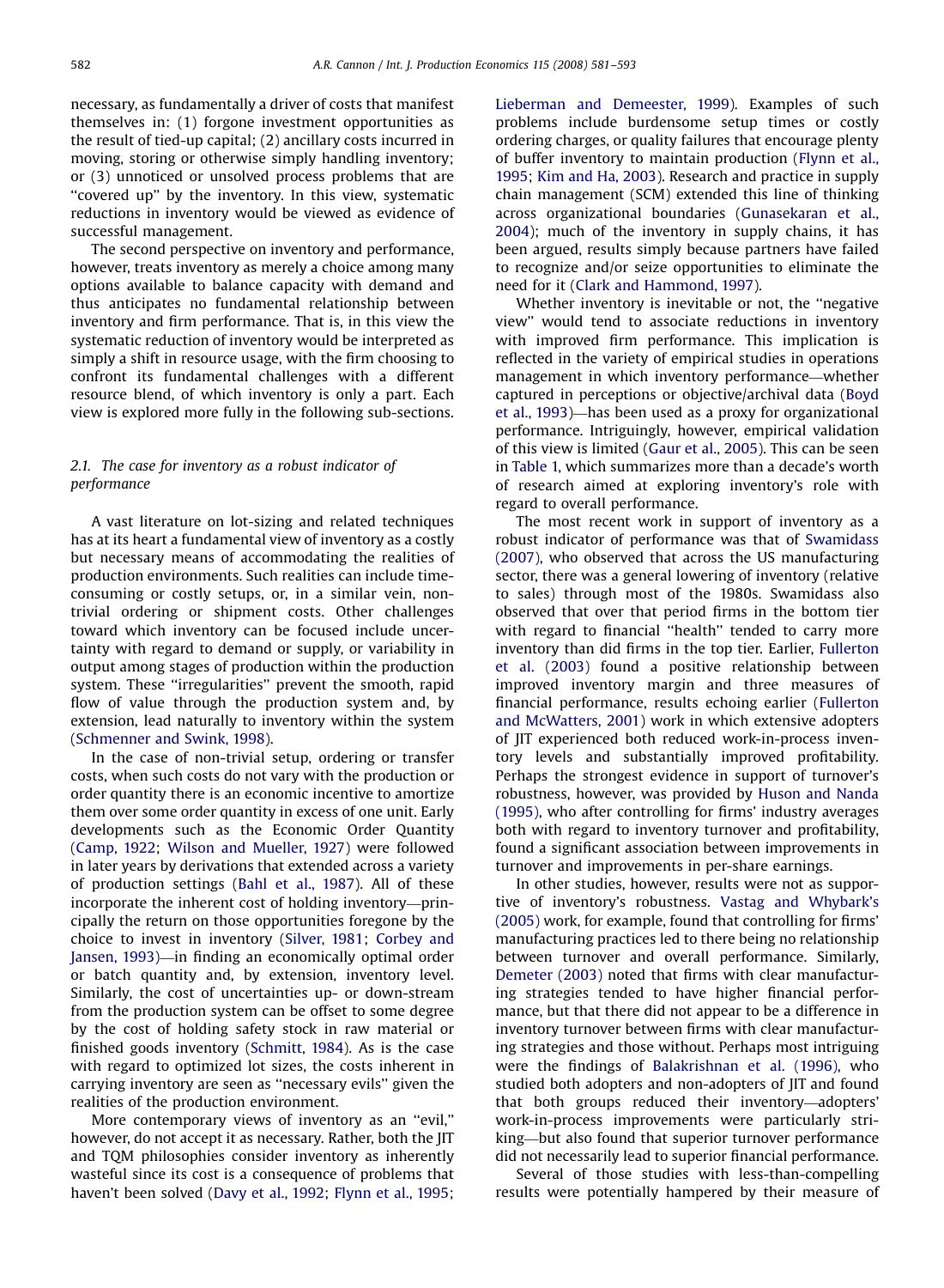necessary, as fundamentally a driver of costs that manifest themselves in: (1) forgone investment opportunities as the result of tied-up capital; (2) ancillary costs incurred in moving, storing or otherwise simply handling inventory; or (3) unnoticed or unsolved process problems that are ''covered up'' by the inventory. In this view, systematic reductions in inventory would be viewed as evidence of successful management.

The second perspective on inventory and performance, however, treats inventory as merely a choice among many options available to balance capacity with demand and thus anticipates no fundamental relationship between inventory and firm performance. That is, in this view the systematic reduction of inventory would be interpreted as simply a shift in resource usage, with the firm choosing to confront its fundamental challenges with a different resource blend, of which inventory is only a part. Each view is explored more fully in the following sub-sections.

### 2.1. The case for inventory as a robust indicator of performance

A vast literature on lot-sizing and related techniques has at its heart a fundamental view of inventory as a costly but necessary means of accommodating the realities of production environments. Such realities can include time-consuming or costly setups, or, in a similar vein, non-trivial ordering or shipment costs. Other challenges toward which inventory can be focused include uncertainty with regard to demand or supply, or variability in output among stages of production within the production system. These ''irregularities'' prevent the smooth, rapid flow of value through the production system and, by extension, lead naturally to inventory within the system (Schmenner and Swink, 1998).

In the case of non-trivial setup, ordering or transfer costs, when such costs do not vary with the production or order quantity there is an economic incentive to amortize them over some order quantity in excess of one unit. Early developments such as the Economic Order Quantity (Camp, 1922; Wilson and Mueller, 1927) were followed in later years by derivations that extended across a variety of production settings (Bahl et al., 1987). All of these incorporate the inherent cost of holding inventory—principally the return on those opportunities foregone by the choice to invest in inventory (Silver, 1981; Corbey and Jansen, 1993)—in finding an economically optimal order or batch quantity and, by extension, inventory level. Similarly, the cost of uncertainties up- or down-stream from the production system can be offset to some degree by the cost of holding safety stock in raw material or finished goods inventory (Schmitt, 1984). As is the case with regard to optimized lot sizes, the costs inherent in carrying inventory are seen as ''necessary evils'' given the realities of the production environment.

More contemporary views of inventory as an ''evil,'' however, do not accept it as necessary. Rather, both the JIT and TQM philosophies consider inventory as inherently wasteful since its cost is a consequence of problems that haven't been solved (Davy et al., 1992; Flynn et al., 1995; Lieberman and Demeester, 1999). Examples of such problems include burdensome setup times or costly ordering charges, or quality failures that encourage plenty of buffer inventory to maintain production (Flynn et al., 1995; Kim and Ha, 2003). Research and practice in supply chain management (SCM) extended this line of thinking across organizational boundaries (Gunasekaran et al., 2004); much of the inventory in supply chains, it has been argued, results simply because partners have failed to recognize and/or seize opportunities to eliminate the need for it (Clark and Hammond, 1997).

Whether inventory is inevitable or not, the ''negative view'' would tend to associate reductions in inventory with improved firm performance. This implication is reflected in the variety of empirical studies in operations management in which inventory performance—whether captured in perceptions or objective/archival data (Boyd et al., 1993)—has been used as a proxy for organizational performance. Intriguingly, however, empirical validation of this view is limited (Gaur et al., 2005). This can be seen in Table 1, which summarizes more than a decade's worth of research aimed at exploring inventory's role with regard to overall performance.

The most recent work in support of inventory as a robust indicator of performance was that of Swamidass (2007), who observed that across the US manufacturing sector, there was a general lowering of inventory (relative to sales) through most of the 1980s. Swamidass also observed that over that period firms in the bottom tier with regard to financial ''health'' tended to carry more inventory than did firms in the top tier. Earlier, Fullerton et al. (2003) found a positive relationship between improved inventory margin and three measures of financial performance, results echoing earlier (Fullerton and McWatters, 2001) work in which extensive adopters of JIT experienced both reduced work-in-process inventory levels and substantially improved profitability. Perhaps the strongest evidence in support of turnover's robustness, however, was provided by Huson and Nanda (1995), who after controlling for firms' industry averages both with regard to inventory turnover and profitability, found a significant association between improvements in turnover and improvements in per-share earnings.

In other studies, however, results were not as supportive of inventory's robustness. Vastag and Whybark's (2005) work, for example, found that controlling for firms' manufacturing practices led to there being no relationship between turnover and overall performance. Similarly, Demeter (2003) noted that firms with clear manufacturing strategies tended to have higher financial performance, but that there did not appear to be a difference in inventory turnover between firms with clear manufacturing strategies and those without. Perhaps most intriguing were the findings of Balakrishnan et al. (1996), who studied both adopters and non-adopters of JIT and found that both groups reduced their inventory—adopters' work-in-process improvements were particularly striking—but also found that superior turnover performance did not necessarily lead to superior financial performance.

Several of those studies with less-than-compelling results were potentially hampered by their measure of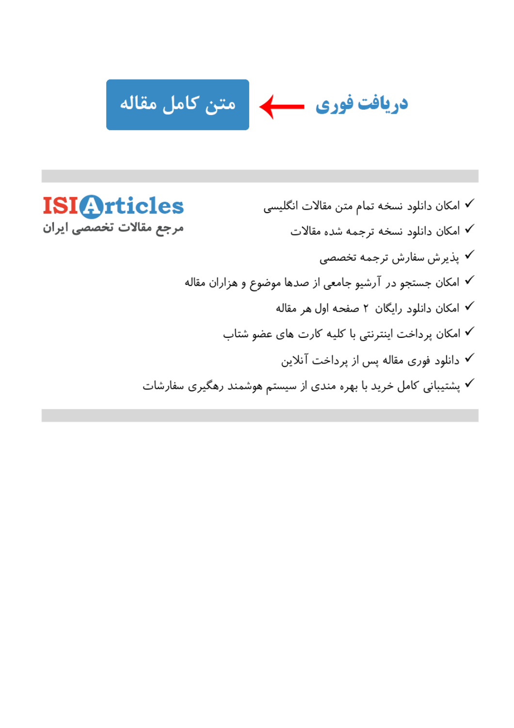دریافت فوری ← **متن کامل مقاله**

**ISIArticles**
مرجع مقالات تخصصی ایران

- ✓ امکان دانلود نسخه تمام متن مقالات انگلیسی
- ✓ امکان دانلود نسخه ترجمه شده مقالات
- ✓ پذیرش سفارش ترجمه تخصصی
- ✓ امکان جستجو در آرشیو جامعی از صدها موضوع و هزاران مقاله
- ✓ امکان دانلود رایگان ۲ صفحه اول هر مقاله
- ✓ امکان پرداخت اینترنتی با کلیه کارت های عضو شتاب
- ✓ دانلود فوری مقاله پس از پرداخت آنلاین
- ✓ پشتیبانی کامل خرید با بهره مندی از سیستم هوشمند رهگیری سفارشات